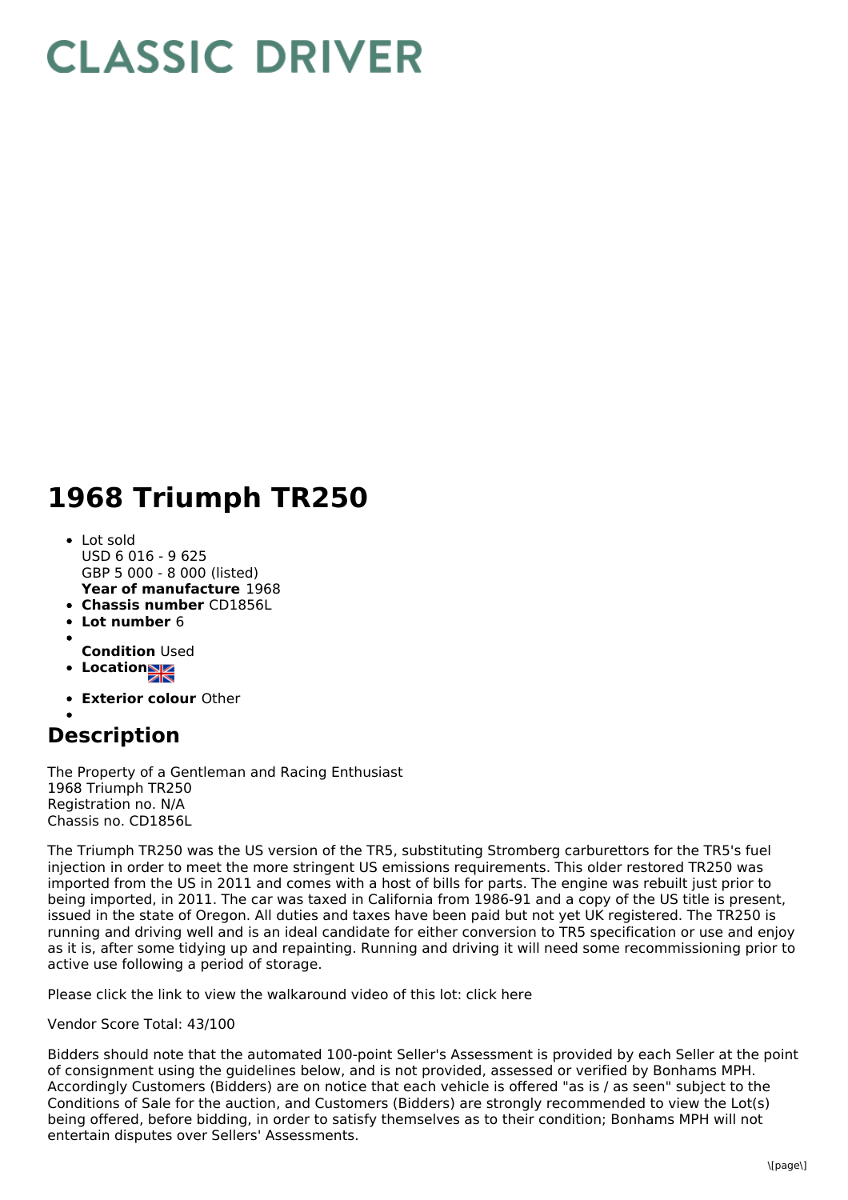# CLASSIC DRIVER

# 1968 Triumph TR250

- Lot sold
  USD 6 016 - 9 625
  GBP 5 000 - 8 000 (listed)
  **Year of manufacture** 1968
- **Chassis number** CD1856L
- **Lot number** 6
- 
  **Condition** Used
- **Location**
- **Exterior colour** Other
- 

## Description

The Property of a Gentleman and Racing Enthusiast
1968 Triumph TR250
Registration no. N/A
Chassis no. CD1856L

The Triumph TR250 was the US version of the TR5, substituting Stromberg carburettors for the TR5's fuel injection in order to meet the more stringent US emissions requirements. This older restored TR250 was imported from the US in 2011 and comes with a host of bills for parts. The engine was rebuilt just prior to being imported, in 2011. The car was taxed in California from 1986-91 and a copy of the US title is present, issued in the state of Oregon. All duties and taxes have been paid but not yet UK registered. The TR250 is running and driving well and is an ideal candidate for either conversion to TR5 specification or use and enjoy as it is, after some tidying up and repainting. Running and driving it will need some recommissioning prior to active use following a period of storage.

Please click the link to view the walkaround video of this lot: click here

Vendor Score Total: 43/100

Bidders should note that the automated 100-point Seller's Assessment is provided by each Seller at the point of consignment using the guidelines below, and is not provided, assessed or verified by Bonhams MPH. Accordingly Customers (Bidders) are on notice that each vehicle is offered "as is / as seen" subject to the Conditions of Sale for the auction, and Customers (Bidders) are strongly recommended to view the Lot(s) being offered, before bidding, in order to satisfy themselves as to their condition; Bonhams MPH will not entertain disputes over Sellers' Assessments.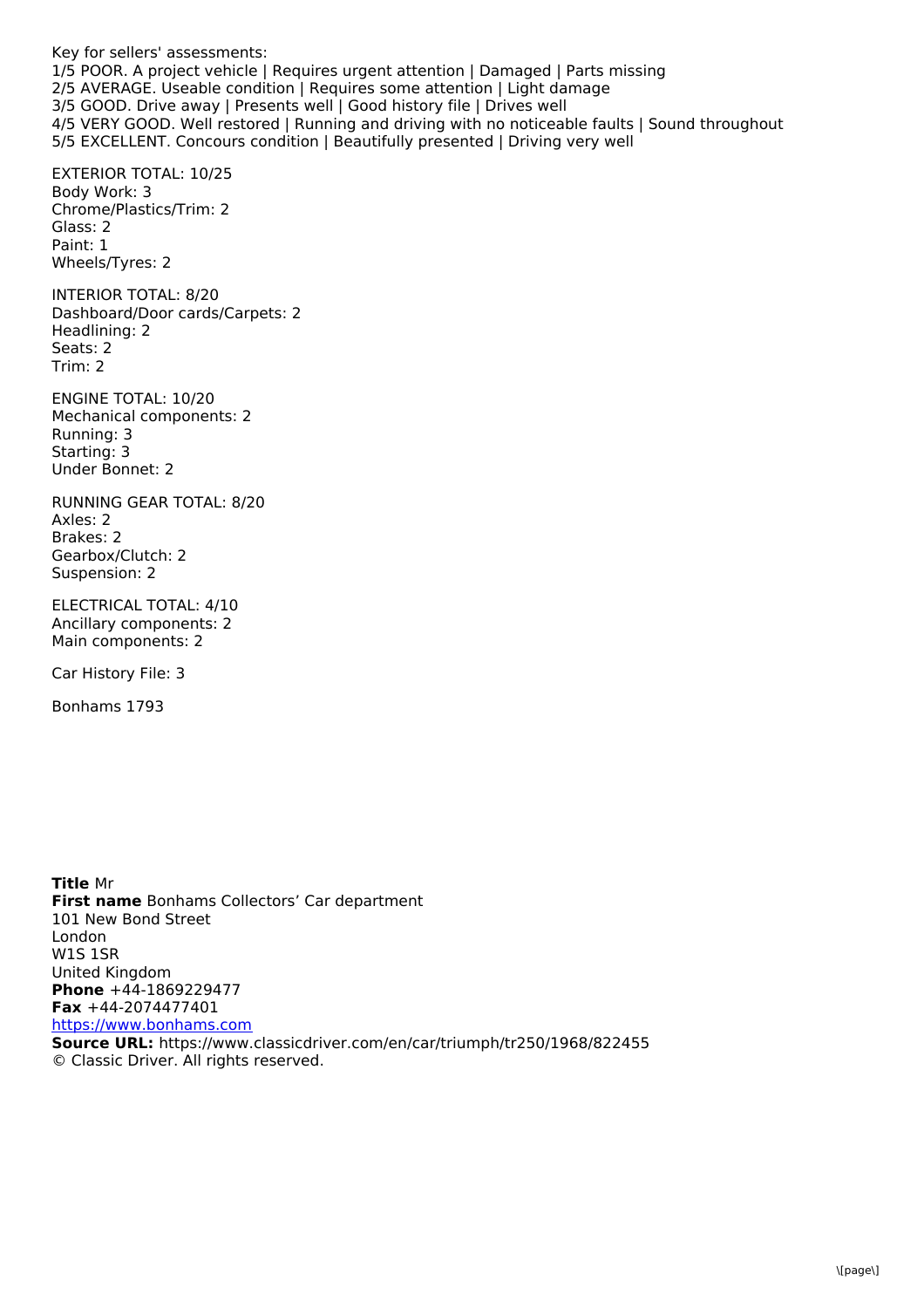Key for sellers' assessments:
1/5 POOR. A project vehicle | Requires urgent attention | Damaged | Parts missing
2/5 AVERAGE. Useable condition | Requires some attention | Light damage
3/5 GOOD. Drive away | Presents well | Good history file | Drives well
4/5 VERY GOOD. Well restored | Running and driving with no noticeable faults | Sound throughout
5/5 EXCELLENT. Concours condition | Beautifully presented | Driving very well

EXTERIOR TOTAL: 10/25
Body Work: 3
Chrome/Plastics/Trim: 2
Glass: 2
Paint: 1
Wheels/Tyres: 2

INTERIOR TOTAL: 8/20
Dashboard/Door cards/Carpets: 2
Headlining: 2
Seats: 2
Trim: 2

ENGINE TOTAL: 10/20
Mechanical components: 2
Running: 3
Starting: 3
Under Bonnet: 2

RUNNING GEAR TOTAL: 8/20
Axles: 2
Brakes: 2
Gearbox/Clutch: 2
Suspension: 2

ELECTRICAL TOTAL: 4/10
Ancillary components: 2
Main components: 2

Car History File: 3

Bonhams 1793

**Title** Mr
**First name** Bonhams Collectors' Car department
101 New Bond Street
London
W1S 1SR
United Kingdom
**Phone** +44-1869229477
**Fax** +44-2074477401
[https://www.bonhams.com](https://www.bonhams.com)
**Source URL:** https://www.classicdriver.com/en/car/triumph/tr250/1968/822455
© Classic Driver. All rights reserved.